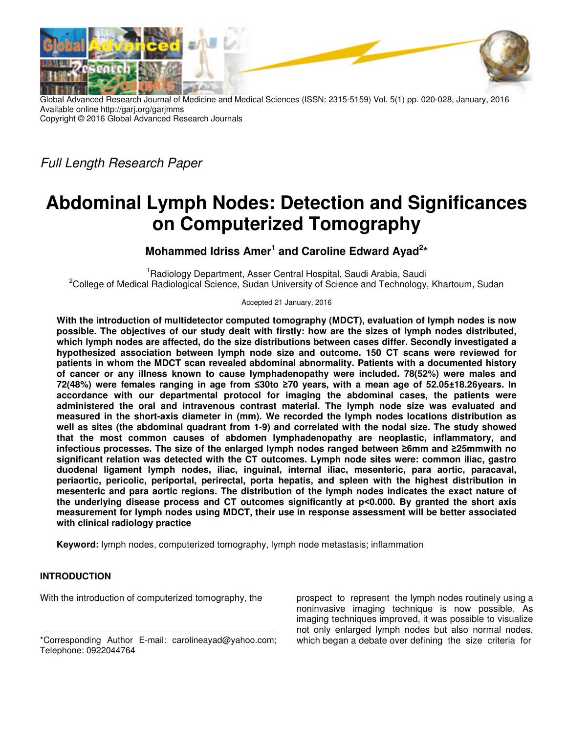Global Advanced Research Journal of Medicine and Medical Sciences (ISSN: 2315-5159) Vol. 5(1) pp. 020-028, January, 2016
Available online http://garj.org/garjmms
Copyright © 2016 Global Advanced Research Journals

*Full Length Research Paper*

# Abdominal Lymph Nodes: Detection and Significances on Computerized Tomography

**Mohammed Idriss Amer[1] and Caroline Edward Ayad[2]***

[1]Radiology Department, Asser Central Hospital, Saudi Arabia, Saudi
[2]College of Medical Radiological Science, Sudan University of Science and Technology, Khartoum, Sudan

Accepted 21 January, 2016

**With the introduction of multidetector computed tomography (MDCT), evaluation of lymph nodes is now possible. The objectives of our study dealt with firstly: how are the sizes of lymph nodes distributed, which lymph nodes are affected, do the size distributions between cases differ. Secondly investigated a hypothesized association between lymph node size and outcome. 150 CT scans were reviewed for patients in whom the MDCT scan revealed abdominal abnormality. Patients with a documented history of cancer or any illness known to cause lymphadenopathy were included. 78(52%) were males and 72(48%) were females ranging in age from ≤30to ≥70 years, with a mean age of 52.05±18.26years. In accordance with our departmental protocol for imaging the abdominal cases, the patients were administered the oral and intravenous contrast material. The lymph node size was evaluated and measured in the short-axis diameter in (mm). We recorded the lymph nodes locations distribution as well as sites (the abdominal quadrant from 1-9) and correlated with the nodal size. The study showed that the most common causes of abdomen lymphadenopathy are neoplastic, inflammatory, and infectious processes. The size of the enlarged lymph nodes ranged between ≥6mm and ≥25mmwith no significant relation was detected with the CT outcomes. Lymph node sites were: common iliac, gastro duodenal ligament lymph nodes, iliac, inguinal, internal iliac, mesenteric, para aortic, paracaval, periaortic, pericolic, periportal, perirectal, porta hepatis, and spleen with the highest distribution in mesenteric and para aortic regions. The distribution of the lymph nodes indicates the exact nature of the underlying disease process and CT outcomes significantly at p<0.000. By granted the short axis measurement for lymph nodes using MDCT, their use in response assessment will be better associated with clinical radiology practice**

**Keyword:** lymph nodes, computerized tomography, lymph node metastasis; inflammation

## INTRODUCTION

With the introduction of computerized tomography, the prospect to represent the lymph nodes routinely using a noninvasive imaging technique is now possible. As imaging techniques improved, it was possible to visualize not only enlarged lymph nodes but also normal nodes, which began a debate over defining the size criteria for

*Corresponding Author E-mail: carolineayad@yahoo.com; Telephone: 0922044764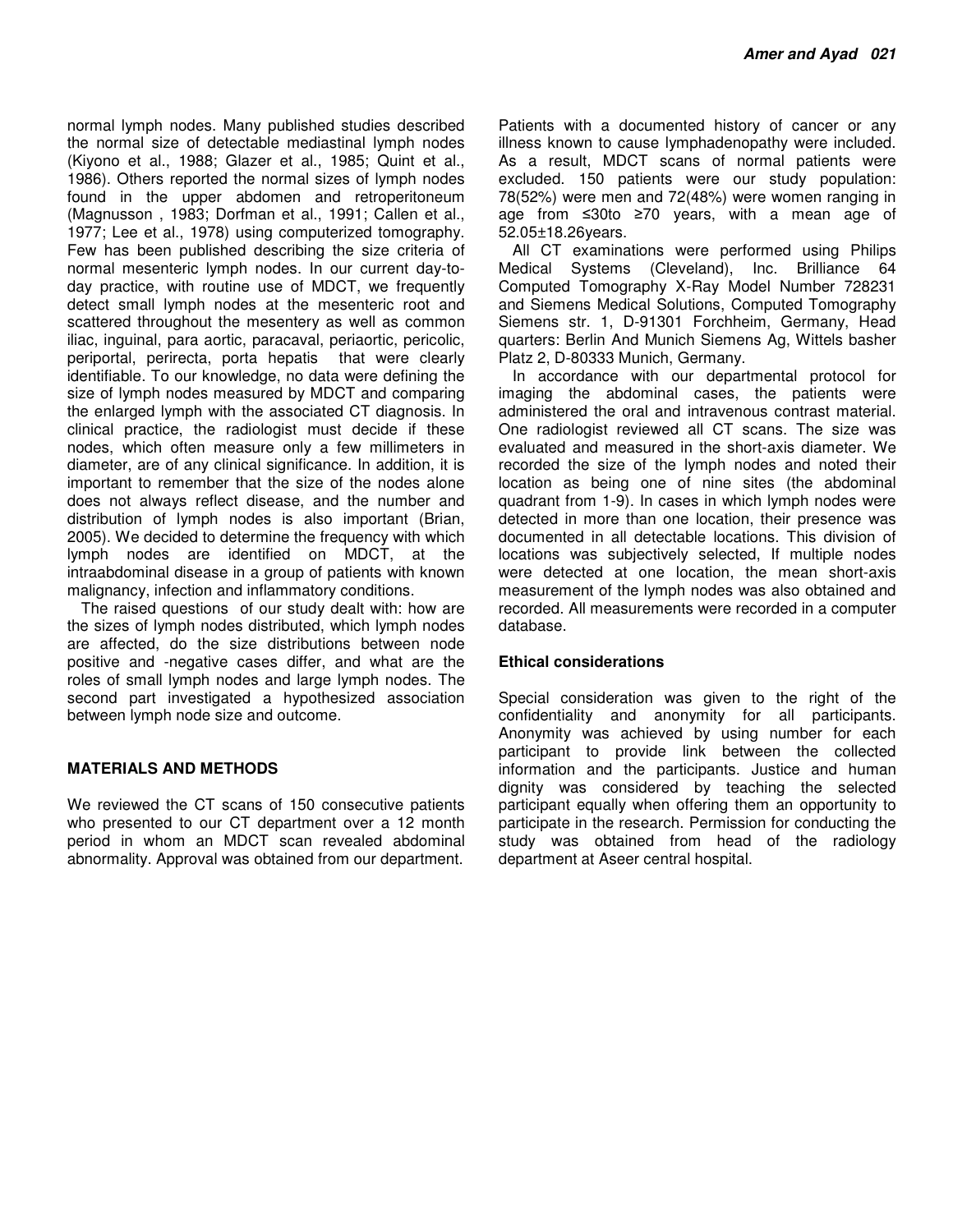normal lymph nodes. Many published studies described the normal size of detectable mediastinal lymph nodes (Kiyono et al., 1988; Glazer et al., 1985; Quint et al., 1986). Others reported the normal sizes of lymph nodes found in the upper abdomen and retroperitoneum (Magnusson , 1983; Dorfman et al., 1991; Callen et al., 1977; Lee et al., 1978) using computerized tomography. Few has been published describing the size criteria of normal mesenteric lymph nodes. In our current day-to-day practice, with routine use of MDCT, we frequently detect small lymph nodes at the mesenteric root and scattered throughout the mesentery as well as common iliac, inguinal, para aortic, paracaval, periaortic, pericolic, periportal, perirecta, porta hepatis that were clearly identifiable. To our knowledge, no data were defining the size of lymph nodes measured by MDCT and comparing the enlarged lymph with the associated CT diagnosis. In clinical practice, the radiologist must decide if these nodes, which often measure only a few millimeters in diameter, are of any clinical significance. In addition, it is important to remember that the size of the nodes alone does not always reflect disease, and the number and distribution of lymph nodes is also important (Brian, 2005). We decided to determine the frequency with which lymph nodes are identified on MDCT, at the intraabdominal disease in a group of patients with known malignancy, infection and inflammatory conditions.

The raised questions of our study dealt with: how are the sizes of lymph nodes distributed, which lymph nodes are affected, do the size distributions between node positive and -negative cases differ, and what are the roles of small lymph nodes and large lymph nodes. The second part investigated a hypothesized association between lymph node size and outcome.

## MATERIALS AND METHODS

We reviewed the CT scans of 150 consecutive patients who presented to our CT department over a 12 month period in whom an MDCT scan revealed abdominal abnormality. Approval was obtained from our department. Patients with a documented history of cancer or any illness known to cause lymphadenopathy were included. As a result, MDCT scans of normal patients were excluded. 150 patients were our study population: 78(52%) were men and 72(48%) were women ranging in age from ≤30to ≥70 years, with a mean age of 52.05±18.26years.

All CT examinations were performed using Philips Medical Systems (Cleveland), Inc. Brilliance 64 Computed Tomography X-Ray Model Number 728231 and Siemens Medical Solutions, Computed Tomography Siemens str. 1, D-91301 Forchheim, Germany, Head quarters: Berlin And Munich Siemens Ag, Wittels basher Platz 2, D-80333 Munich, Germany.

In accordance with our departmental protocol for imaging the abdominal cases, the patients were administered the oral and intravenous contrast material. One radiologist reviewed all CT scans. The size was evaluated and measured in the short-axis diameter. We recorded the size of the lymph nodes and noted their location as being one of nine sites (the abdominal quadrant from 1-9). In cases in which lymph nodes were detected in more than one location, their presence was documented in all detectable locations. This division of locations was subjectively selected, If multiple nodes were detected at one location, the mean short-axis measurement of the lymph nodes was also obtained and recorded. All measurements were recorded in a computer database.

### Ethical considerations

Special consideration was given to the right of the confidentiality and anonymity for all participants. Anonymity was achieved by using number for each participant to provide link between the collected information and the participants. Justice and human dignity was considered by teaching the selected participant equally when offering them an opportunity to participate in the research. Permission for conducting the study was obtained from head of the radiology department at Aseer central hospital.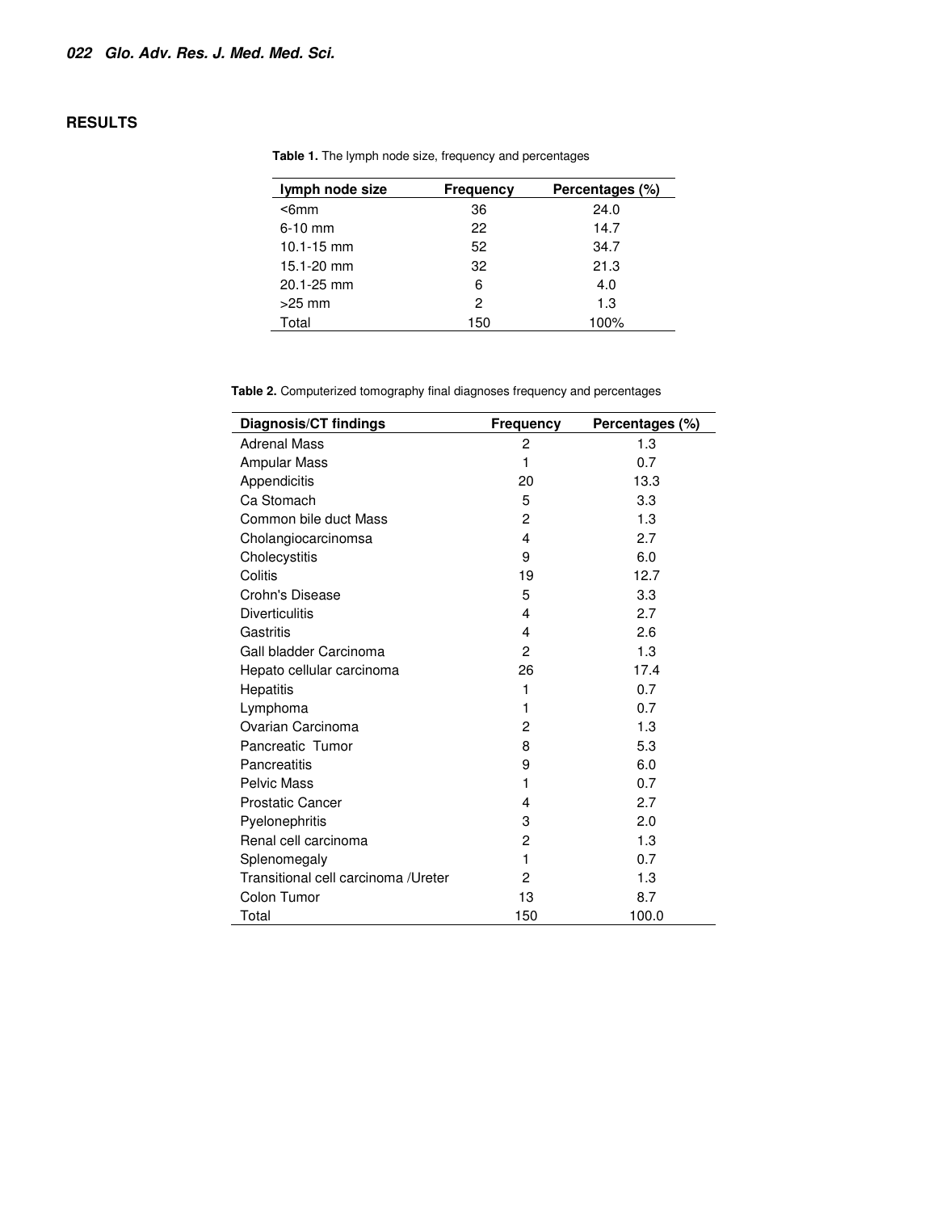## RESULTS

**Table 1.** The lymph node size, frequency and percentages

| lymph node size | Frequency | Percentages (%) |
|---|---|---|
| <6mm | 36 | 24.0 |
| 6-10 mm | 22 | 14.7 |
| 10.1-15 mm | 52 | 34.7 |
| 15.1-20 mm | 32 | 21.3 |
| 20.1-25 mm | 6 | 4.0 |
| >25 mm | 2 | 1.3 |
| Total | 150 | 100% |

**Table 2.** Computerized tomography final diagnoses frequency and percentages

| Diagnosis/CT findings | Frequency | Percentages (%) |
|---|---|---|
| Adrenal Mass | 2 | 1.3 |
| Ampular Mass | 1 | 0.7 |
| Appendicitis | 20 | 13.3 |
| Ca Stomach | 5 | 3.3 |
| Common bile duct Mass | 2 | 1.3 |
| Cholangiocarcinomsa | 4 | 2.7 |
| Cholecystitis | 9 | 6.0 |
| Colitis | 19 | 12.7 |
| Crohn's Disease | 5 | 3.3 |
| Diverticulitis | 4 | 2.7 |
| Gastritis | 4 | 2.6 |
| Gall bladder Carcinoma | 2 | 1.3 |
| Hepato cellular carcinoma | 26 | 17.4 |
| Hepatitis | 1 | 0.7 |
| Lymphoma | 1 | 0.7 |
| Ovarian Carcinoma | 2 | 1.3 |
| Pancreatic Tumor | 8 | 5.3 |
| Pancreatitis | 9 | 6.0 |
| Pelvic Mass | 1 | 0.7 |
| Prostatic Cancer | 4 | 2.7 |
| Pyelonephritis | 3 | 2.0 |
| Renal cell carcinoma | 2 | 1.3 |
| Splenomegaly | 1 | 0.7 |
| Transitional cell carcinoma /Ureter | 2 | 1.3 |
| Colon Tumor | 13 | 8.7 |
| Total | 150 | 100.0 |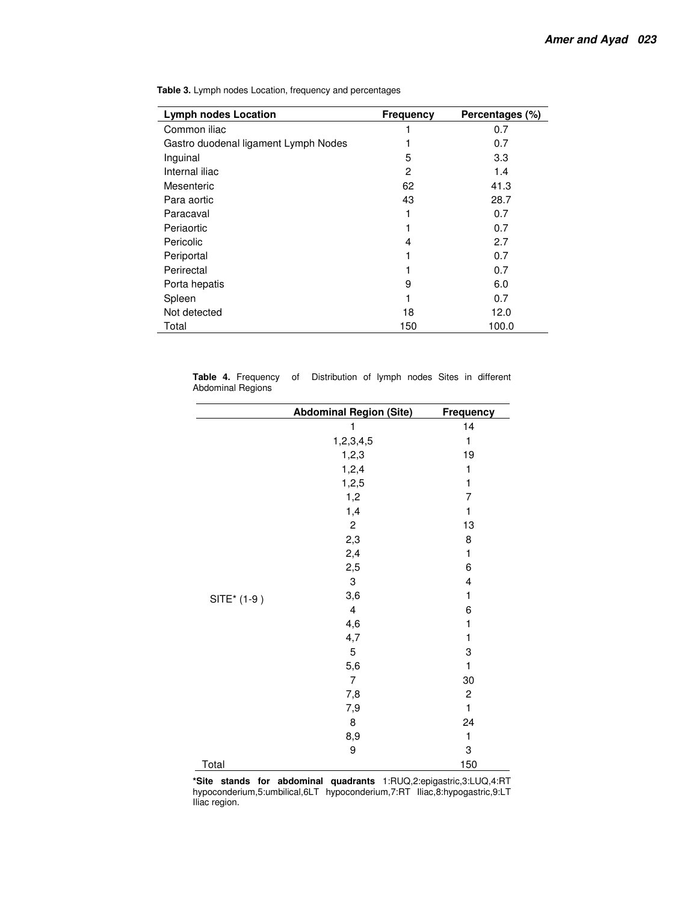**Table 3.** Lymph nodes Location, frequency and percentages

| Lymph nodes Location | Frequency | Percentages (%) |
|---|---|---|
| Common iliac | 1 | 0.7 |
| Gastro duodenal ligament Lymph Nodes | 1 | 0.7 |
| Inguinal | 5 | 3.3 |
| Internal iliac | 2 | 1.4 |
| Mesenteric | 62 | 41.3 |
| Para aortic | 43 | 28.7 |
| Paracaval | 1 | 0.7 |
| Periaortic | 1 | 0.7 |
| Pericolic | 4 | 2.7 |
| Periportal | 1 | 0.7 |
| Perirectal | 1 | 0.7 |
| Porta hepatis | 9 | 6.0 |
| Spleen | 1 | 0.7 |
| Not detected | 18 | 12.0 |
| Total | 150 | 100.0 |

**Table 4.** Frequency of Distribution of lymph nodes Sites in different Abdominal Regions

| | Abdominal Region (Site) | Frequency |
|---|---|---|
| SITE* (1-9 ) | 1 | 14 |
| | 1,2,3,4,5 | 1 |
| | 1,2,3 | 19 |
| | 1,2,4 | 1 |
| | 1,2,5 | 1 |
| | 1,2 | 7 |
| | 1,4 | 1 |
| | 2 | 13 |
| | 2,3 | 8 |
| | 2,4 | 1 |
| | 2,5 | 6 |
| | 3 | 4 |
| | 3,6 | 1 |
| | 4 | 6 |
| | 4,6 | 1 |
| | 4,7 | 1 |
| | 5 | 3 |
| | 5,6 | 1 |
| | 7 | 30 |
| | 7,8 | 2 |
| | 7,9 | 1 |
| | 8 | 24 |
| | 8,9 | 1 |
| | 9 | 3 |
| Total | | 150 |

***Site stands for abdominal quadrants** 1:RUQ,2:epigastric,3:LUQ,4:RT hypoconderium,5:umbilical,6LT hypoconderium,7:RT Iliac,8:hypogastric,9:LT Iliac region.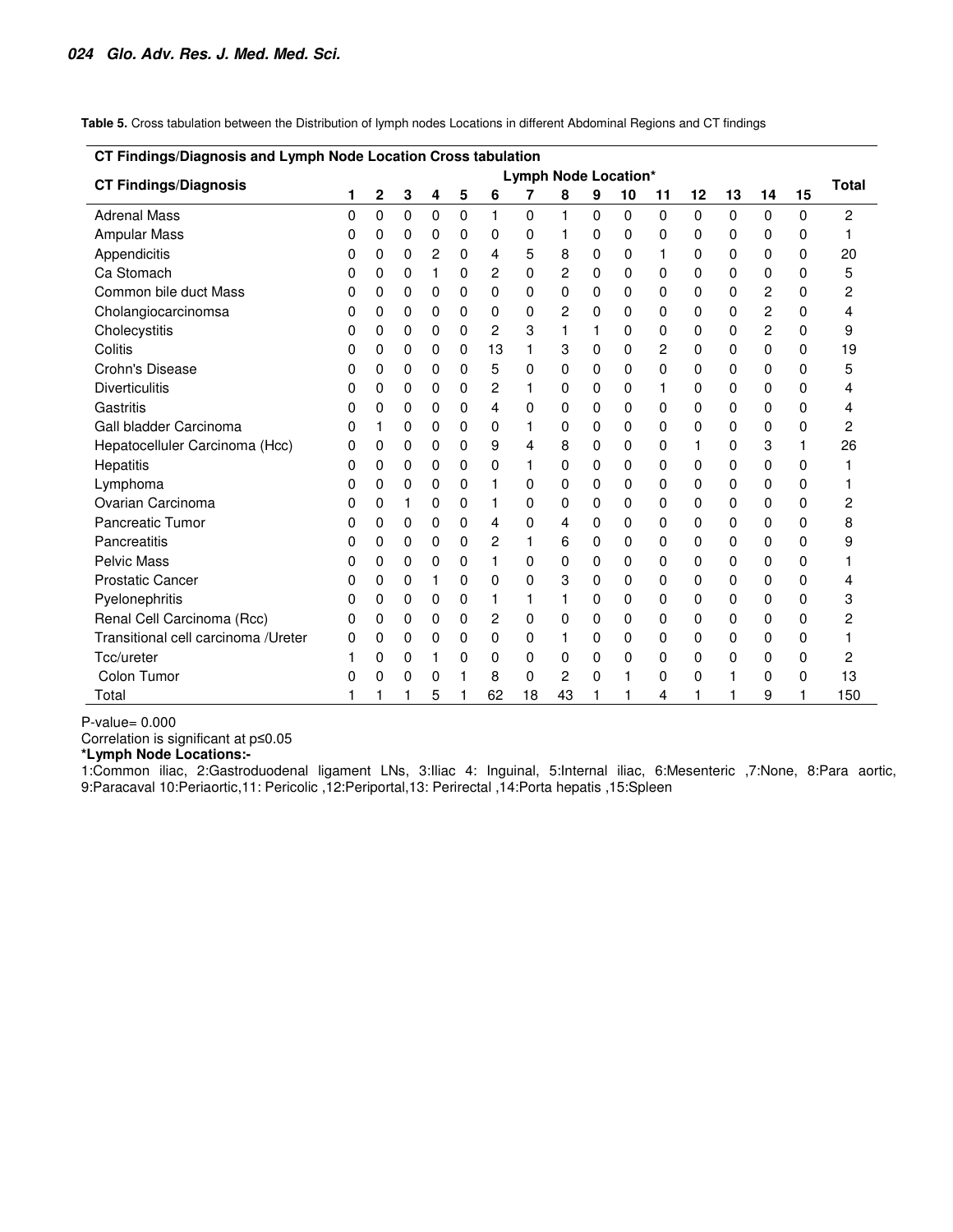**Table 5.** Cross tabulation between the Distribution of lymph nodes Locations in different Abdominal Regions and CT findings

| CT Findings/Diagnosis and Lymph Node Location Cross tabulation | | | | | | | | | | | | | | | | |
|---|---|---|---|---|---|---|---|---|---|---|---|---|---|---|---|---|
| **CT Findings/Diagnosis** | **Lymph Node Location*** | | | | | | | | | | | | | | | **Total** |
| | **1** | **2** | **3** | **4** | **5** | **6** | **7** | **8** | **9** | **10** | **11** | **12** | **13** | **14** | **15** | |
| Adrenal Mass | 0 | 0 | 0 | 0 | 0 | 1 | 0 | 1 | 0 | 0 | 0 | 0 | 0 | 0 | 0 | 2 |
| Ampular Mass | 0 | 0 | 0 | 0 | 0 | 0 | 0 | 1 | 0 | 0 | 0 | 0 | 0 | 0 | 0 | 1 |
| Appendicitis | 0 | 0 | 0 | 2 | 0 | 4 | 5 | 8 | 0 | 0 | 1 | 0 | 0 | 0 | 0 | 20 |
| Ca Stomach | 0 | 0 | 0 | 1 | 0 | 2 | 0 | 2 | 0 | 0 | 0 | 0 | 0 | 0 | 0 | 5 |
| Common bile duct Mass | 0 | 0 | 0 | 0 | 0 | 0 | 0 | 0 | 0 | 0 | 0 | 0 | 0 | 2 | 0 | 2 |
| Cholangiocarcinomsa | 0 | 0 | 0 | 0 | 0 | 0 | 0 | 2 | 0 | 0 | 0 | 0 | 0 | 2 | 0 | 4 |
| Cholecystitis | 0 | 0 | 0 | 0 | 0 | 2 | 3 | 1 | 1 | 0 | 0 | 0 | 0 | 2 | 0 | 9 |
| Colitis | 0 | 0 | 0 | 0 | 0 | 13 | 1 | 3 | 0 | 0 | 2 | 0 | 0 | 0 | 0 | 19 |
| Crohn's Disease | 0 | 0 | 0 | 0 | 0 | 5 | 0 | 0 | 0 | 0 | 0 | 0 | 0 | 0 | 0 | 5 |
| Diverticulitis | 0 | 0 | 0 | 0 | 0 | 2 | 1 | 0 | 0 | 0 | 1 | 0 | 0 | 0 | 0 | 4 |
| Gastritis | 0 | 0 | 0 | 0 | 0 | 4 | 0 | 0 | 0 | 0 | 0 | 0 | 0 | 0 | 0 | 4 |
| Gall bladder Carcinoma | 0 | 1 | 0 | 0 | 0 | 0 | 1 | 0 | 0 | 0 | 0 | 0 | 0 | 0 | 0 | 2 |
| Hepatocelluler Carcinoma (Hcc) | 0 | 0 | 0 | 0 | 0 | 9 | 4 | 8 | 0 | 0 | 0 | 1 | 0 | 3 | 1 | 26 |
| Hepatitis | 0 | 0 | 0 | 0 | 0 | 0 | 1 | 0 | 0 | 0 | 0 | 0 | 0 | 0 | 0 | 1 |
| Lymphoma | 0 | 0 | 0 | 0 | 0 | 1 | 0 | 0 | 0 | 0 | 0 | 0 | 0 | 0 | 0 | 1 |
| Ovarian Carcinoma | 0 | 0 | 1 | 0 | 0 | 1 | 0 | 0 | 0 | 0 | 0 | 0 | 0 | 0 | 0 | 2 |
| Pancreatic Tumor | 0 | 0 | 0 | 0 | 0 | 4 | 0 | 4 | 0 | 0 | 0 | 0 | 0 | 0 | 0 | 8 |
| Pancreatitis | 0 | 0 | 0 | 0 | 0 | 2 | 1 | 6 | 0 | 0 | 0 | 0 | 0 | 0 | 0 | 9 |
| Pelvic Mass | 0 | 0 | 0 | 0 | 0 | 1 | 0 | 0 | 0 | 0 | 0 | 0 | 0 | 0 | 0 | 1 |
| Prostatic Cancer | 0 | 0 | 0 | 1 | 0 | 0 | 0 | 3 | 0 | 0 | 0 | 0 | 0 | 0 | 0 | 4 |
| Pyelonephritis | 0 | 0 | 0 | 0 | 0 | 1 | 1 | 1 | 0 | 0 | 0 | 0 | 0 | 0 | 0 | 3 |
| Renal Cell Carcinoma (Rcc) | 0 | 0 | 0 | 0 | 0 | 2 | 0 | 0 | 0 | 0 | 0 | 0 | 0 | 0 | 0 | 2 |
| Transitional cell carcinoma /Ureter | 0 | 0 | 0 | 0 | 0 | 0 | 0 | 1 | 0 | 0 | 0 | 0 | 0 | 0 | 0 | 1 |
| Tcc/ureter | 1 | 0 | 0 | 1 | 0 | 0 | 0 | 0 | 0 | 0 | 0 | 0 | 0 | 0 | 0 | 2 |
| Colon Tumor | 0 | 0 | 0 | 0 | 1 | 8 | 0 | 2 | 0 | 1 | 0 | 0 | 1 | 0 | 0 | 13 |
| Total | 1 | 1 | 1 | 5 | 1 | 62 | 18 | 43 | 1 | 1 | 4 | 1 | 1 | 9 | 1 | 150 |

P-value= 0.000

Correlation is significant at p≤0.05

**\*Lymph Node Locations:-**

1:Common iliac, 2:Gastroduodenal ligament LNs, 3:Iliac 4: Inguinal, 5:Internal iliac, 6:Mesenteric ,7:None, 8:Para aortic, 9:Paracaval 10:Periaortic,11: Pericolic ,12:Periportal,13: Perirectal ,14:Porta hepatis ,15:Spleen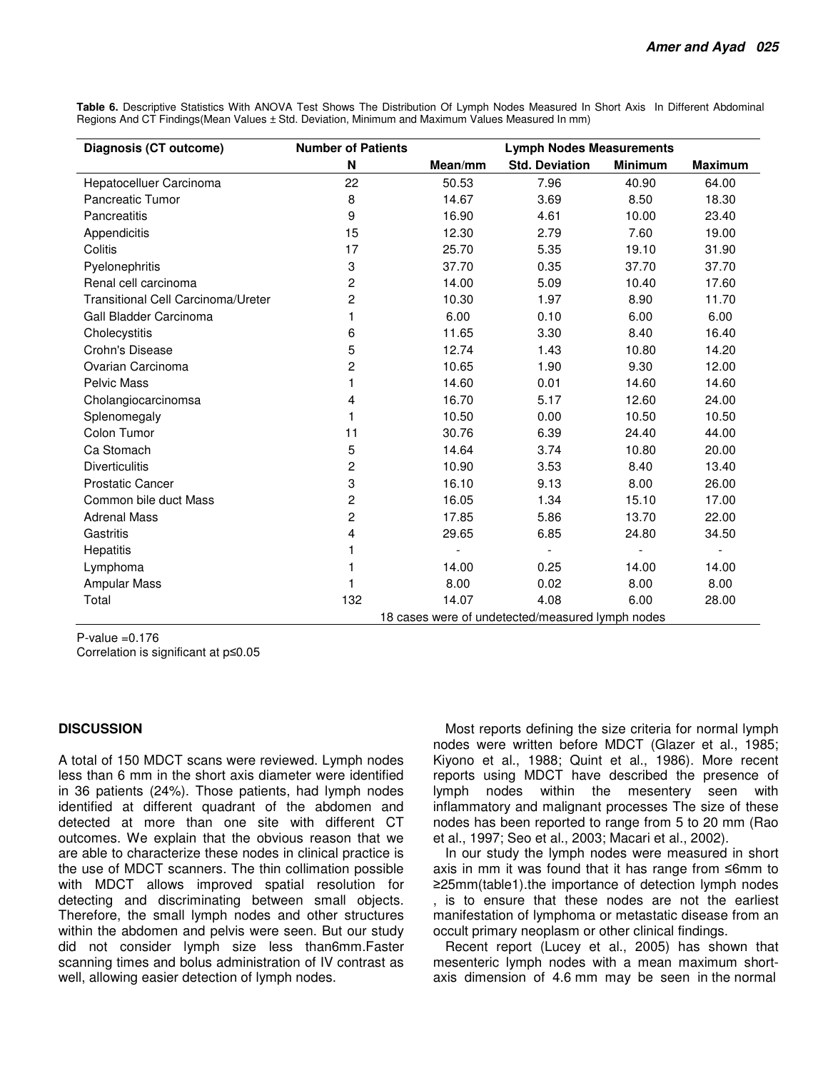**Table 6.** Descriptive Statistics With ANOVA Test Shows The Distribution Of Lymph Nodes Measured In Short Axis In Different Abdominal Regions And CT Findings(Mean Values ± Std. Deviation, Minimum and Maximum Values Measured In mm)

| Diagnosis (CT outcome) | Number of Patients | Lymph Nodes Measurements | | | |
|---|---|---|---|---|---|
| | N | Mean/mm | Std. Deviation | Minimum | Maximum |
| Hepatocelluer Carcinoma | 22 | 50.53 | 7.96 | 40.90 | 64.00 |
| Pancreatic Tumor | 8 | 14.67 | 3.69 | 8.50 | 18.30 |
| Pancreatitis | 9 | 16.90 | 4.61 | 10.00 | 23.40 |
| Appendicitis | 15 | 12.30 | 2.79 | 7.60 | 19.00 |
| Colitis | 17 | 25.70 | 5.35 | 19.10 | 31.90 |
| Pyelonephritis | 3 | 37.70 | 0.35 | 37.70 | 37.70 |
| Renal cell carcinoma | 2 | 14.00 | 5.09 | 10.40 | 17.60 |
| Transitional Cell Carcinoma/Ureter | 2 | 10.30 | 1.97 | 8.90 | 11.70 |
| Gall Bladder Carcinoma | 1 | 6.00 | 0.10 | 6.00 | 6.00 |
| Cholecystitis | 6 | 11.65 | 3.30 | 8.40 | 16.40 |
| Crohn's Disease | 5 | 12.74 | 1.43 | 10.80 | 14.20 |
| Ovarian Carcinoma | 2 | 10.65 | 1.90 | 9.30 | 12.00 |
| Pelvic Mass | 1 | 14.60 | 0.01 | 14.60 | 14.60 |
| Cholangiocarcinomsa | 4 | 16.70 | 5.17 | 12.60 | 24.00 |
| Splenomegaly | 1 | 10.50 | 0.00 | 10.50 | 10.50 |
| Colon Tumor | 11 | 30.76 | 6.39 | 24.40 | 44.00 |
| Ca Stomach | 5 | 14.64 | 3.74 | 10.80 | 20.00 |
| Diverticulitis | 2 | 10.90 | 3.53 | 8.40 | 13.40 |
| Prostatic Cancer | 3 | 16.10 | 9.13 | 8.00 | 26.00 |
| Common bile duct Mass | 2 | 16.05 | 1.34 | 15.10 | 17.00 |
| Adrenal Mass | 2 | 17.85 | 5.86 | 13.70 | 22.00 |
| Gastritis | 4 | 29.65 | 6.85 | 24.80 | 34.50 |
| Hepatitis | 1 | - | - | - | - |
| Lymphoma | 1 | 14.00 | 0.25 | 14.00 | 14.00 |
| Ampular Mass | 1 | 8.00 | 0.02 | 8.00 | 8.00 |
| Total | 132 | 14.07 | 4.08 | 6.00 | 28.00 |
| | | 18 cases were of undetected/measured lymph nodes | | | |

P-value =0.176

Correlation is significant at p≤0.05

## DISCUSSION

A total of 150 MDCT scans were reviewed. Lymph nodes less than 6 mm in the short axis diameter were identified in 36 patients (24%). Those patients, had lymph nodes identified at different quadrant of the abdomen and detected at more than one site with different CT outcomes. We explain that the obvious reason that we are able to characterize these nodes in clinical practice is the use of MDCT scanners. The thin collimation possible with MDCT allows improved spatial resolution for detecting and discriminating between small objects. Therefore, the small lymph nodes and other structures within the abdomen and pelvis were seen. But our study did not consider lymph size less than6mm.Faster scanning times and bolus administration of IV contrast as well, allowing easier detection of lymph nodes.

Most reports defining the size criteria for normal lymph nodes were written before MDCT (Glazer et al., 1985; Kiyono et al., 1988; Quint et al., 1986). More recent reports using MDCT have described the presence of lymph nodes within the mesentery seen with inflammatory and malignant processes The size of these nodes has been reported to range from 5 to 20 mm (Rao et al., 1997; Seo et al., 2003; Macari et al., 2002).

In our study the lymph nodes were measured in short axis in mm it was found that it has range from ≤6mm to ≥25mm(table1).the importance of detection lymph nodes , is to ensure that these nodes are not the earliest manifestation of lymphoma or metastatic disease from an occult primary neoplasm or other clinical findings.

Recent report (Lucey et al., 2005) has shown that mesenteric lymph nodes with a mean maximum short-axis dimension of 4.6 mm may be seen in the normal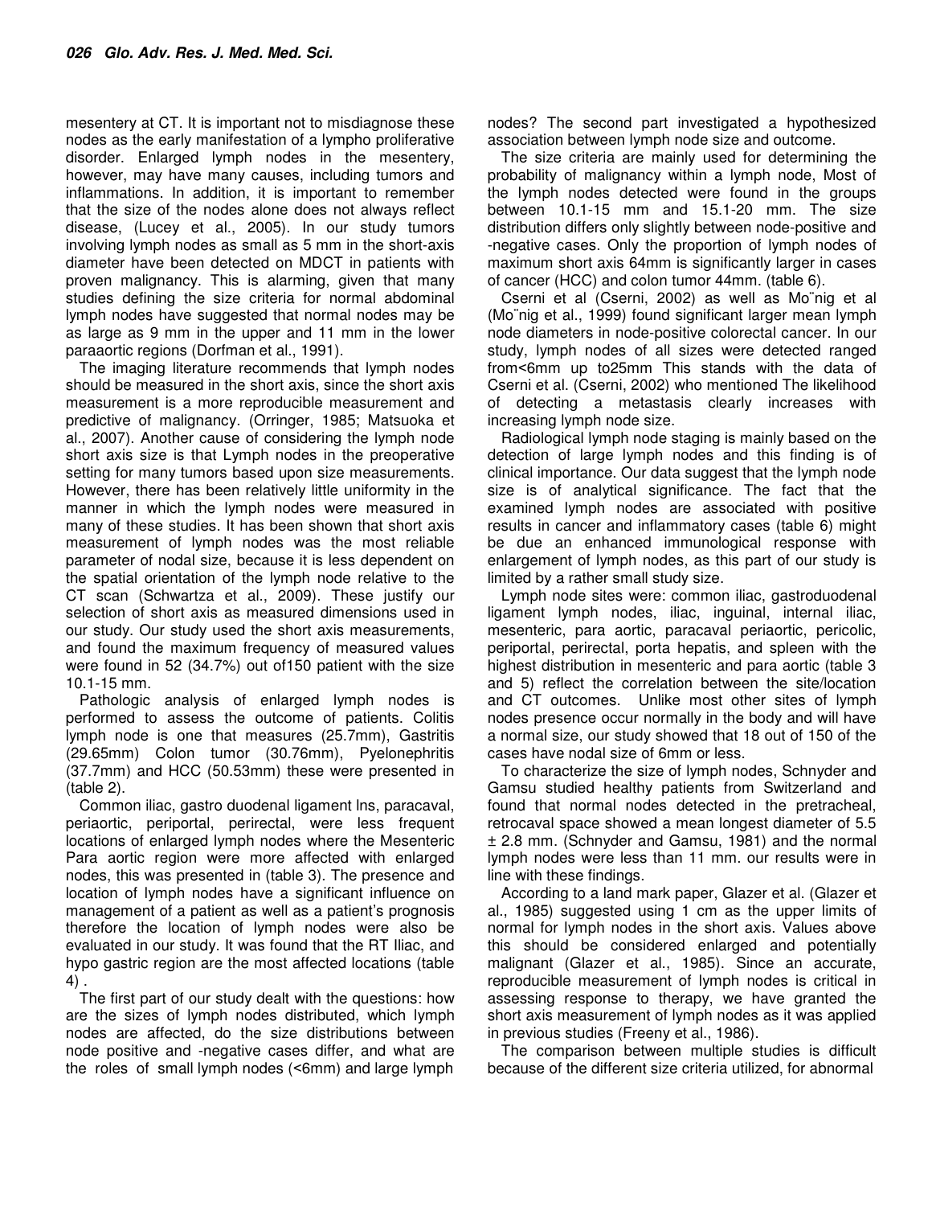mesentery at CT. It is important not to misdiagnose these nodes as the early manifestation of a lympho proliferative disorder. Enlarged lymph nodes in the mesentery, however, may have many causes, including tumors and inflammations. In addition, it is important to remember that the size of the nodes alone does not always reflect disease, (Lucey et al., 2005). In our study tumors involving lymph nodes as small as 5 mm in the short-axis diameter have been detected on MDCT in patients with proven malignancy. This is alarming, given that many studies defining the size criteria for normal abdominal lymph nodes have suggested that normal nodes may be as large as 9 mm in the upper and 11 mm in the lower paraaortic regions (Dorfman et al., 1991).

The imaging literature recommends that lymph nodes should be measured in the short axis, since the short axis measurement is a more reproducible measurement and predictive of malignancy. (Orringer, 1985; Matsuoka et al., 2007). Another cause of considering the lymph node short axis size is that Lymph nodes in the preoperative setting for many tumors based upon size measurements. However, there has been relatively little uniformity in the manner in which the lymph nodes were measured in many of these studies. It has been shown that short axis measurement of lymph nodes was the most reliable parameter of nodal size, because it is less dependent on the spatial orientation of the lymph node relative to the CT scan (Schwartza et al., 2009). These justify our selection of short axis as measured dimensions used in our study. Our study used the short axis measurements, and found the maximum frequency of measured values were found in 52 (34.7%) out of150 patient with the size 10.1-15 mm.

Pathologic analysis of enlarged lymph nodes is performed to assess the outcome of patients. Colitis lymph node is one that measures (25.7mm), Gastritis (29.65mm) Colon tumor (30.76mm), Pyelonephritis (37.7mm) and HCC (50.53mm) these were presented in (table 2).

Common iliac, gastro duodenal ligament lns, paracaval, periaortic, periportal, perirectal, were less frequent locations of enlarged lymph nodes where the Mesenteric Para aortic region were more affected with enlarged nodes, this was presented in (table 3). The presence and location of lymph nodes have a significant influence on management of a patient as well as a patient's prognosis therefore the location of lymph nodes were also be evaluated in our study. It was found that the RT Iliac, and hypo gastric region are the most affected locations (table 4) .

The first part of our study dealt with the questions: how are the sizes of lymph nodes distributed, which lymph nodes are affected, do the size distributions between node positive and -negative cases differ, and what are the roles of small lymph nodes (<6mm) and large lymph nodes? The second part investigated a hypothesized association between lymph node size and outcome.

The size criteria are mainly used for determining the probability of malignancy within a lymph node, Most of the lymph nodes detected were found in the groups between 10.1-15 mm and 15.1-20 mm. The size distribution differs only slightly between node-positive and -negative cases. Only the proportion of lymph nodes of maximum short axis 64mm is significantly larger in cases of cancer (HCC) and colon tumor 44mm. (table 6).

Cserni et al (Cserni, 2002) as well as Mo¨nig et al (Mo¨nig et al., 1999) found significant larger mean lymph node diameters in node-positive colorectal cancer. In our study, lymph nodes of all sizes were detected ranged from<6mm up to25mm This stands with the data of Cserni et al. (Cserni, 2002) who mentioned The likelihood of detecting a metastasis clearly increases with increasing lymph node size.

Radiological lymph node staging is mainly based on the detection of large lymph nodes and this finding is of clinical importance. Our data suggest that the lymph node size is of analytical significance. The fact that the examined lymph nodes are associated with positive results in cancer and inflammatory cases (table 6) might be due an enhanced immunological response with enlargement of lymph nodes, as this part of our study is limited by a rather small study size.

Lymph node sites were: common iliac, gastroduodenal ligament lymph nodes, iliac, inguinal, internal iliac, mesenteric, para aortic, paracaval periaortic, pericolic, periportal, perirectal, porta hepatis, and spleen with the highest distribution in mesenteric and para aortic (table 3 and 5) reflect the correlation between the site/location and CT outcomes. Unlike most other sites of lymph nodes presence occur normally in the body and will have a normal size, our study showed that 18 out of 150 of the cases have nodal size of 6mm or less.

To characterize the size of lymph nodes, Schnyder and Gamsu studied healthy patients from Switzerland and found that normal nodes detected in the pretracheal, retrocaval space showed a mean longest diameter of 5.5 ± 2.8 mm. (Schnyder and Gamsu, 1981) and the normal lymph nodes were less than 11 mm. our results were in line with these findings.

According to a land mark paper, Glazer et al. (Glazer et al., 1985) suggested using 1 cm as the upper limits of normal for lymph nodes in the short axis. Values above this should be considered enlarged and potentially malignant (Glazer et al., 1985). Since an accurate, reproducible measurement of lymph nodes is critical in assessing response to therapy, we have granted the short axis measurement of lymph nodes as it was applied in previous studies (Freeny et al., 1986).

The comparison between multiple studies is difficult because of the different size criteria utilized, for abnormal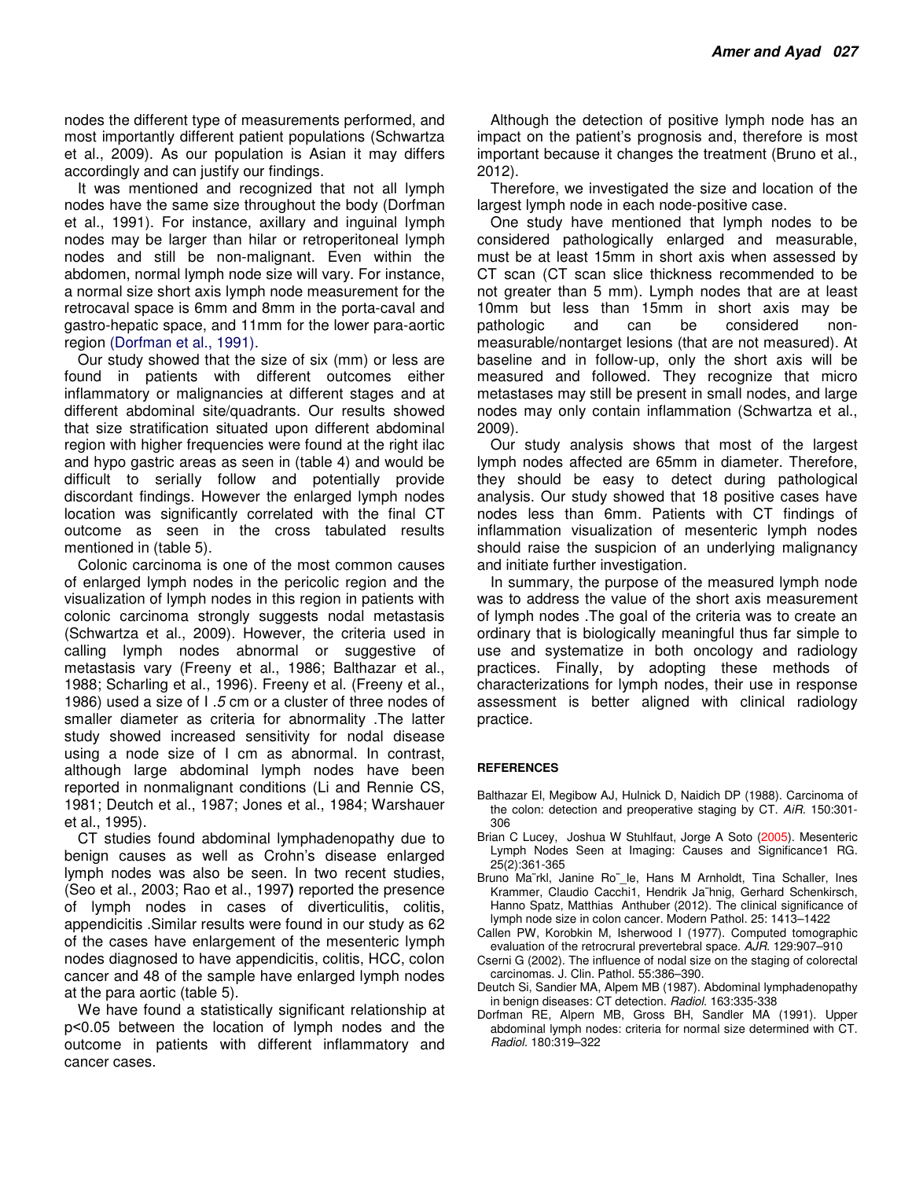nodes the different type of measurements performed, and most importantly different patient populations (Schwartza et al., 2009). As our population is Asian it may differs accordingly and can justify our findings.

It was mentioned and recognized that not all lymph nodes have the same size throughout the body (Dorfman et al., 1991). For instance, axillary and inguinal lymph nodes may be larger than hilar or retroperitoneal lymph nodes and still be non-malignant. Even within the abdomen, normal lymph node size will vary. For instance, a normal size short axis lymph node measurement for the retrocaval space is 6mm and 8mm in the porta-caval and gastro-hepatic space, and 11mm for the lower para-aortic region (Dorfman et al., 1991).

Our study showed that the size of six (mm) or less are found in patients with different outcomes either inflammatory or malignancies at different stages and at different abdominal site/quadrants. Our results showed that size stratification situated upon different abdominal region with higher frequencies were found at the right ilac and hypo gastric areas as seen in (table 4) and would be difficult to serially follow and potentially provide discordant findings. However the enlarged lymph nodes location was significantly correlated with the final CT outcome as seen in the cross tabulated results mentioned in (table 5).

Colonic carcinoma is one of the most common causes of enlarged lymph nodes in the pericolic region and the visualization of lymph nodes in this region in patients with colonic carcinoma strongly suggests nodal metastasis (Schwartza et al., 2009). However, the criteria used in calling lymph nodes abnormal or suggestive of metastasis vary (Freeny et al., 1986; Balthazar et al., 1988; Scharling et al., 1996). Freeny et al. (Freeny et al., 1986) used a size of I *.5* cm or a cluster of three nodes of smaller diameter as criteria for abnormality .The latter study showed increased sensitivity for nodal disease using a node size of I cm as abnormal. In contrast, although large abdominal lymph nodes have been reported in nonmalignant conditions (Li and Rennie CS, 1981; Deutch et al., 1987; Jones et al., 1984; Warshauer et al., 1995).

CT studies found abdominal lymphadenopathy due to benign causes as well as Crohn's disease enlarged lymph nodes was also be seen. In two recent studies, (Seo et al., 2003; Rao et al., 1997**)** reported the presence of lymph nodes in cases of diverticulitis, colitis, appendicitis .Similar results were found in our study as 62 of the cases have enlargement of the mesenteric lymph nodes diagnosed to have appendicitis, colitis, HCC, colon cancer and 48 of the sample have enlarged lymph nodes at the para aortic (table 5).

We have found a statistically significant relationship at $p<0.05$ between the location of lymph nodes and the outcome in patients with different inflammatory and cancer cases.

Although the detection of positive lymph node has an impact on the patient's prognosis and, therefore is most important because it changes the treatment (Bruno et al., 2012).

Therefore, we investigated the size and location of the largest lymph node in each node-positive case.

One study have mentioned that lymph nodes to be considered pathologically enlarged and measurable, must be at least 15mm in short axis when assessed by CT scan (CT scan slice thickness recommended to be not greater than 5 mm). Lymph nodes that are at least 10mm but less than 15mm in short axis may be pathologic and can be considered non-measurable/nontarget lesions (that are not measured). At baseline and in follow-up, only the short axis will be measured and followed. They recognize that micro metastases may still be present in small nodes, and large nodes may only contain inflammation (Schwartza et al., 2009).

Our study analysis shows that most of the largest lymph nodes affected are 65mm in diameter. Therefore, they should be easy to detect during pathological analysis. Our study showed that 18 positive cases have nodes less than 6mm. Patients with CT findings of inflammation visualization of mesenteric lymph nodes should raise the suspicion of an underlying malignancy and initiate further investigation.

In summary, the purpose of the measured lymph node was to address the value of the short axis measurement of lymph nodes .The goal of the criteria was to create an ordinary that is biologically meaningful thus far simple to use and systematize in both oncology and radiology practices. Finally, by adopting these methods of characterizations for lymph nodes, their use in response assessment is better aligned with clinical radiology practice.

## REFERENCES

Balthazar El, Megibow AJ, Hulnick D, Naidich DP (1988). Carcinoma of the colon: detection and preoperative staging by CT. *AiR.* 150:301-306

Brian C Lucey, Joshua W Stuhlfaut, Jorge A Soto (2005). Mesenteric Lymph Nodes Seen at Imaging: Causes and Significance1 RG. 25(2):361-365

Bruno Ma¨rkl, Janine Ro¨_le, Hans M Arnholdt, Tina Schaller, Ines Krammer, Claudio Cacchi1, Hendrik Ja¨hnig, Gerhard Schenkirsch, Hanno Spatz, Matthias Anthuber (2012). The clinical significance of lymph node size in colon cancer. Modern Pathol. 25: 1413–1422

Callen PW, Korobkin M, Isherwood I (1977). Computed tomographic evaluation of the retrocrural prevertebral space. *AJR*. 129:907–910

Cserni G (2002). The influence of nodal size on the staging of colorectal carcinomas. J. Clin. Pathol. 55:386–390.

Deutch Si, Sandier MA, Alpem MB (1987). Abdominal lymphadenopathy in benign diseases: CT detection. *Radiol.* 163:335-338

Dorfman RE, Alpern MB, Gross BH, Sandler MA (1991). Upper abdominal lymph nodes: criteria for normal size determined with CT. *Radiol*. 180:319–322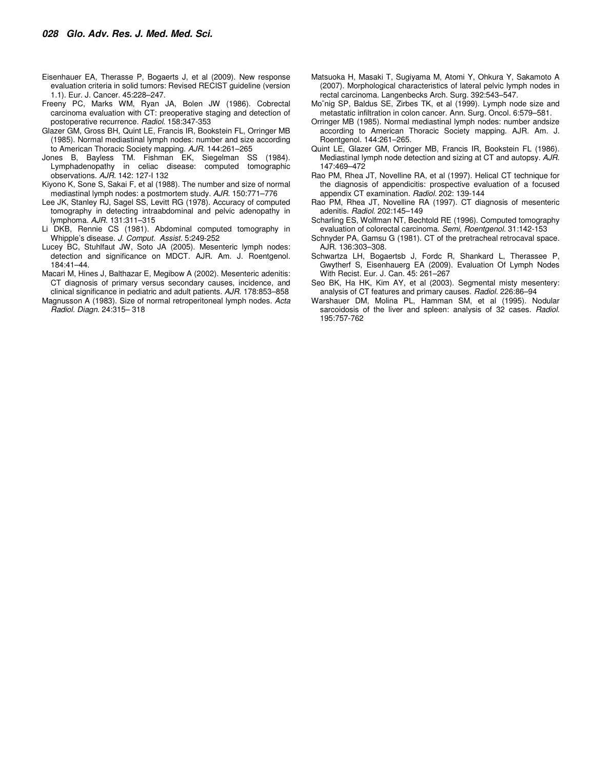Eisenhauer EA, Therasse P, Bogaerts J, et al (2009). New response evaluation criteria in solid tumors: Revised RECIST guideline (version 1.1). Eur. J. Cancer. 45:228–247.

Freeny PC, Marks WM, Ryan JA, Bolen JW (1986). Cobrectal carcinoma evaluation with CT: preoperative staging and detection of postoperative recurrence. *Radiol.* 158:347-353

Glazer GM, Gross BH, Quint LE, Francis IR, Bookstein FL, Orringer MB (1985). Normal mediastinal lymph nodes: number and size according to American Thoracic Society mapping. *AJR.* 144:261–265

Jones B, Bayless TM. Fishman EK, Siegelman SS (1984). Lymphadenopathy in celiac disease: computed tomographic observations. *AJR.* 142: 127-I 132

Kiyono K, Sone S, Sakai F, et al (1988). The number and size of normal mediastinal lymph nodes: a postmortem study. *AJR.* 150:771–776

Lee JK, Stanley RJ, Sagel SS, Levitt RG (1978). Accuracy of computed tomography in detecting intraabdominal and pelvic adenopathy in lymphoma. *AJR.* 131:311–315

Li DKB, Rennie CS (1981). Abdominal computed tomography in Whipple's disease. *J. Comput. Assist.* 5:249-252

Lucey BC, Stuhlfaut JW, Soto JA (2005). Mesenteric lymph nodes: detection and significance on MDCT. AJR. Am. J. Roentgenol. 184:41–44.

Macari M, Hines J, Balthazar E, Megibow A (2002). Mesenteric adenitis: CT diagnosis of primary versus secondary causes, incidence, and clinical significance in pediatric and adult patients. *AJR.* 178:853–858

Magnusson A (1983). Size of normal retroperitoneal lymph nodes. *Acta Radiol. Diagn.* 24:315– 318

Matsuoka H, Masaki T, Sugiyama M, Atomi Y, Ohkura Y, Sakamoto A (2007). Morphological characteristics of lateral pelvic lymph nodes in rectal carcinoma. Langenbecks Arch. Surg. 392:543–547.

Mo¨nig SP, Baldus SE, Zirbes TK, et al (1999). Lymph node size and metastatic infiltration in colon cancer. Ann. Surg. Oncol. 6:579–581.

Orringer MB (1985). Normal mediastinal lymph nodes: number andsize according to American Thoracic Society mapping. AJR. Am. J. Roentgenol. 144:261–265.

Quint LE, Glazer GM, Orringer MB, Francis IR, Bookstein FL (1986). Mediastinal lymph node detection and sizing at CT and autopsy. *AJR.* 147:469–472

Rao PM, Rhea JT, Novelline RA, et al (1997). Helical CT technique for the diagnosis of appendicitis: prospective evaluation of a focused appendix CT examination. *Radiol.* 202: 139-144

Rao PM, Rhea JT, Novelline RA (1997). CT diagnosis of mesenteric adenitis. *Radiol.* 202:145–149

Scharling ES, Wolfman NT, Bechtold RE (1996). Computed tomography evaluation of colorectal carcinoma. *Semi, Roentgenol.* 31:142-153

Schnyder PA, Gamsu G (1981). CT of the pretracheal retrocaval space. AJR. 136:303–308.

Schwartza LH, Bogaertsb J, Fordc R, Shankard L, Therassee P, Gwytherf S, Eisenhauerg EA (2009). Evaluation Of Lymph Nodes With Recist. Eur. J. Can. 45: 261–267

Seo BK, Ha HK, Kim AY, et al (2003). Segmental misty mesentery: analysis of CT features and primary causes. *Radiol.* 226:86–94

Warshauer DM, Molina PL, Hamman SM, et al (1995). Nodular sarcoidosis of the liver and spleen: analysis of 32 cases. *Radiol.* 195:757-762